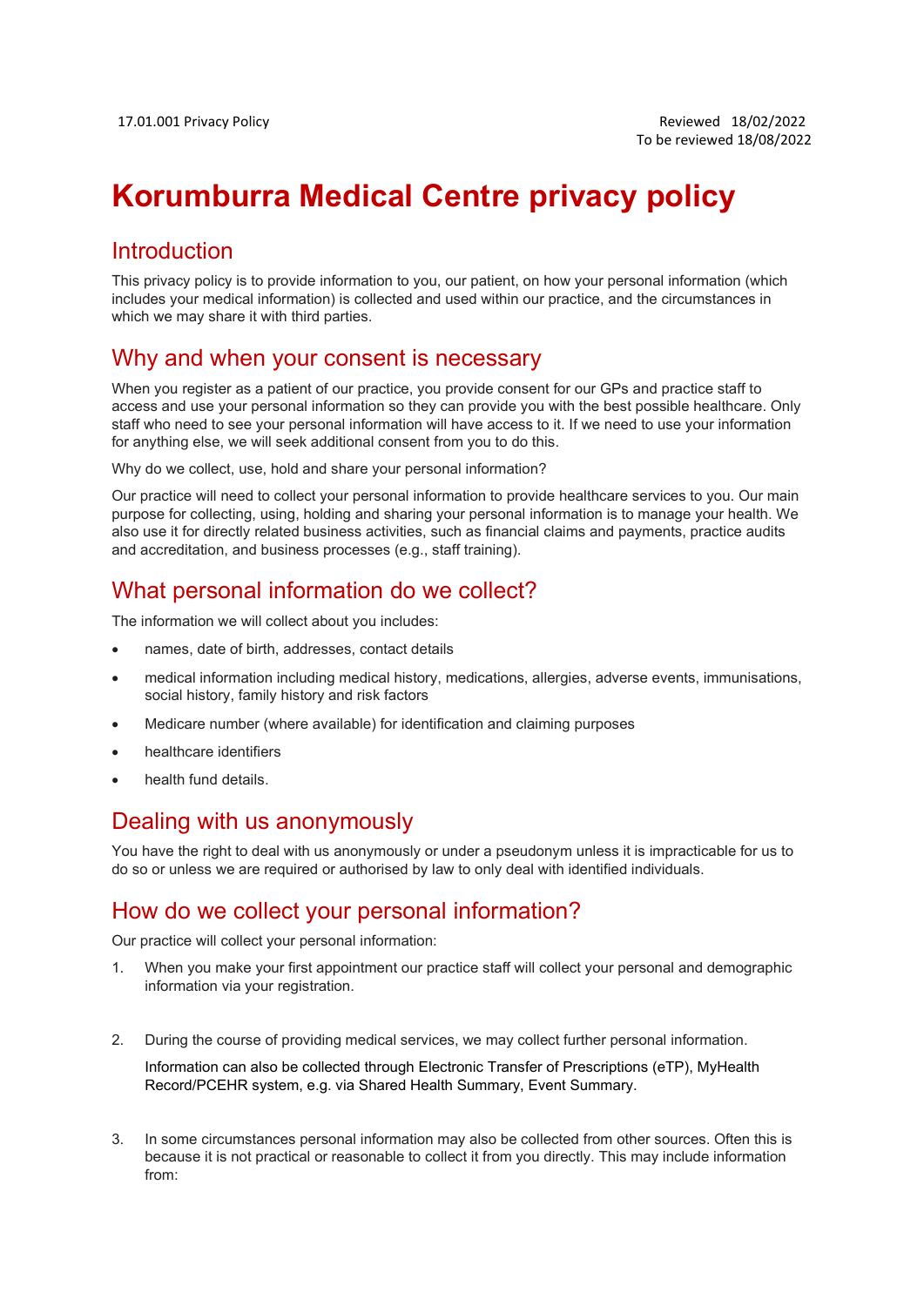17.01.001 Privacy Policy

Reviewed 18/02/2022
To be reviewed 18/08/2022

# Korumburra Medical Centre privacy policy

## Introduction

This privacy policy is to provide information to you, our patient, on how your personal information (which includes your medical information) is collected and used within our practice, and the circumstances in which we may share it with third parties.

## Why and when your consent is necessary

When you register as a patient of our practice, you provide consent for our GPs and practice staff to access and use your personal information so they can provide you with the best possible healthcare. Only staff who need to see your personal information will have access to it. If we need to use your information for anything else, we will seek additional consent from you to do this.

Why do we collect, use, hold and share your personal information?

Our practice will need to collect your personal information to provide healthcare services to you. Our main purpose for collecting, using, holding and sharing your personal information is to manage your health. We also use it for directly related business activities, such as financial claims and payments, practice audits and accreditation, and business processes (e.g., staff training).

## What personal information do we collect?

The information we will collect about you includes:

- names, date of birth, addresses, contact details
- medical information including medical history, medications, allergies, adverse events, immunisations, social history, family history and risk factors
- Medicare number (where available) for identification and claiming purposes
- healthcare identifiers
- health fund details.

## Dealing with us anonymously

You have the right to deal with us anonymously or under a pseudonym unless it is impracticable for us to do so or unless we are required or authorised by law to only deal with identified individuals.

## How do we collect your personal information?

Our practice will collect your personal information:

1. When you make your first appointment our practice staff will collect your personal and demographic information via your registration.

2. During the course of providing medical services, we may collect further personal information.

   Information can also be collected through Electronic Transfer of Prescriptions (eTP), MyHealth Record/PCEHR system, e.g. via Shared Health Summary, Event Summary.

3. In some circumstances personal information may also be collected from other sources. Often this is because it is not practical or reasonable to collect it from you directly. This may include information from: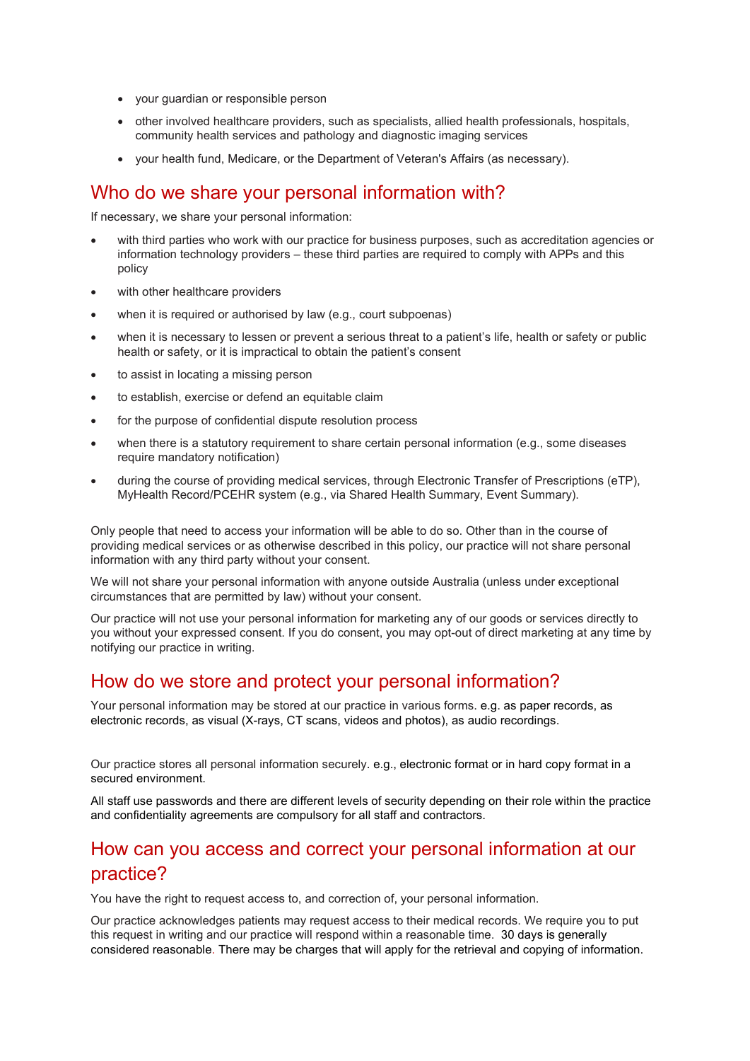- your guardian or responsible person
- other involved healthcare providers, such as specialists, allied health professionals, hospitals, community health services and pathology and diagnostic imaging services
- your health fund, Medicare, or the Department of Veteran's Affairs (as necessary).

## Who do we share your personal information with?

If necessary, we share your personal information:

- with third parties who work with our practice for business purposes, such as accreditation agencies or information technology providers – these third parties are required to comply with APPs and this policy
- with other healthcare providers
- when it is required or authorised by law (e.g., court subpoenas)
- when it is necessary to lessen or prevent a serious threat to a patient's life, health or safety or public health or safety, or it is impractical to obtain the patient's consent
- to assist in locating a missing person
- to establish, exercise or defend an equitable claim
- for the purpose of confidential dispute resolution process
- when there is a statutory requirement to share certain personal information (e.g., some diseases require mandatory notification)
- during the course of providing medical services, through Electronic Transfer of Prescriptions (eTP), MyHealth Record/PCEHR system (e.g., via Shared Health Summary, Event Summary).

Only people that need to access your information will be able to do so. Other than in the course of providing medical services or as otherwise described in this policy, our practice will not share personal information with any third party without your consent.

We will not share your personal information with anyone outside Australia (unless under exceptional circumstances that are permitted by law) without your consent.

Our practice will not use your personal information for marketing any of our goods or services directly to you without your expressed consent. If you do consent, you may opt-out of direct marketing at any time by notifying our practice in writing.

## How do we store and protect your personal information?

Your personal information may be stored at our practice in various forms. e.g. as paper records, as electronic records, as visual (X-rays, CT scans, videos and photos), as audio recordings.

Our practice stores all personal information securely. e.g., electronic format or in hard copy format in a secured environment.

All staff use passwords and there are different levels of security depending on their role within the practice and confidentiality agreements are compulsory for all staff and contractors.

## How can you access and correct your personal information at our practice?

You have the right to request access to, and correction of, your personal information.

Our practice acknowledges patients may request access to their medical records. We require you to put this request in writing and our practice will respond within a reasonable time. 30 days is generally considered reasonable. There may be charges that will apply for the retrieval and copying of information.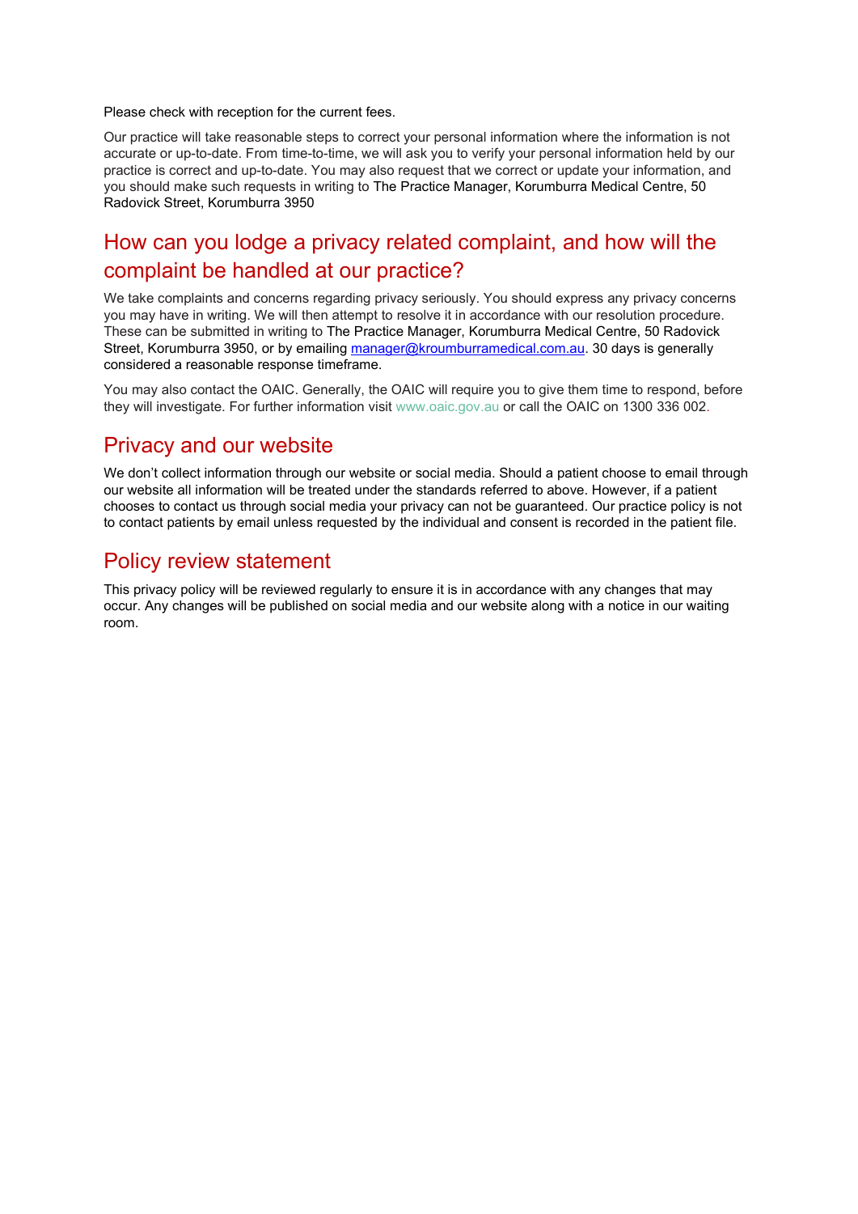Please check with reception for the current fees.

Our practice will take reasonable steps to correct your personal information where the information is not accurate or up-to-date. From time-to-time, we will ask you to verify your personal information held by our practice is correct and up-to-date. You may also request that we correct or update your information, and you should make such requests in writing to The Practice Manager, Korumburra Medical Centre, 50 Radovick Street, Korumburra 3950

## How can you lodge a privacy related complaint, and how will the complaint be handled at our practice?

We take complaints and concerns regarding privacy seriously. You should express any privacy concerns you may have in writing. We will then attempt to resolve it in accordance with our resolution procedure. These can be submitted in writing to The Practice Manager, Korumburra Medical Centre, 50 Radovick Street, Korumburra 3950, or by emailing manager@kroumburramedical.com.au. 30 days is generally considered a reasonable response timeframe.

You may also contact the OAIC. Generally, the OAIC will require you to give them time to respond, before they will investigate. For further information visit www.oaic.gov.au or call the OAIC on 1300 336 002.

## Privacy and our website

We don't collect information through our website or social media. Should a patient choose to email through our website all information will be treated under the standards referred to above. However, if a patient chooses to contact us through social media your privacy can not be guaranteed. Our practice policy is not to contact patients by email unless requested by the individual and consent is recorded in the patient file.

## Policy review statement

This privacy policy will be reviewed regularly to ensure it is in accordance with any changes that may occur. Any changes will be published on social media and our website along with a notice in our waiting room.